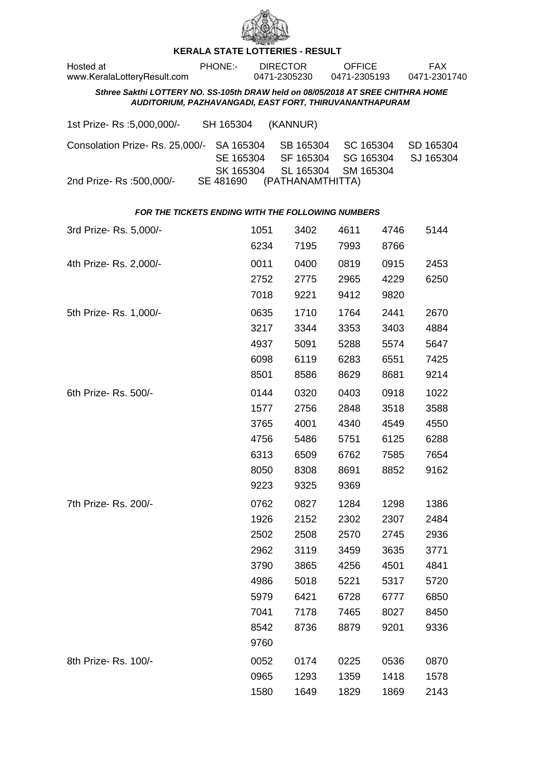# KERALA STATE LOTTERIES - RESULT

Hosted at www.KeralaLotteryResult.com | PHONE:- | DIRECTOR 0471-2305230 | OFFICE 0471-2305193 | FAX 0471-2301740

***Sthree Sakthi LOTTERY NO. SS-105th DRAW held on 08/05/2018 AT SREE CHITHRA HOME AUDITORIUM, PAZHAVANGADI, EAST FORT, THIRUVANANTHAPURAM***

1st Prize- Rs :5,000,000/- SH 165304 (KANNUR)

Consolation Prize- Rs. 25,000/- SA 165304 SB 165304 SC 165304 SD 165304 SE 165304 SF 165304 SG 165304 SJ 165304 SK 165304 SL 165304 SM 165304

2nd Prize- Rs :500,000/- SE 481690 (PATHANAMTHITTA)

***FOR THE TICKETS ENDING WITH THE FOLLOWING NUMBERS***

3rd Prize- Rs. 5,000/-

1051 3402 4611 4746 5144
6234 7195 7993 8766

4th Prize- Rs. 2,000/-

0011 0400 0819 0915 2453
2752 2775 2965 4229 6250
7018 9221 9412 9820

5th Prize- Rs. 1,000/-

0635 1710 1764 2441 2670
3217 3344 3353 3403 4884
4937 5091 5288 5574 5647
6098 6119 6283 6551 7425
8501 8586 8629 8681 9214

6th Prize- Rs. 500/-

0144 0320 0403 0918 1022
1577 2756 2848 3518 3588
3765 4001 4340 4549 4550
4756 5486 5751 6125 6288
6313 6509 6762 7585 7654
8050 8308 8691 8852 9162
9223 9325 9369

7th Prize- Rs. 200/-

0762 0827 1284 1298 1386
1926 2152 2302 2307 2484
2502 2508 2570 2745 2936
2962 3119 3459 3635 3771
3790 3865 4256 4501 4841
4986 5018 5221 5317 5720
5979 6421 6728 6777 6850
7041 7178 7465 8027 8450
8542 8736 8879 9201 9336
9760

8th Prize- Rs. 100/-

0052 0174 0225 0536 0870
0965 1293 1359 1418 1578
1580 1649 1829 1869 2143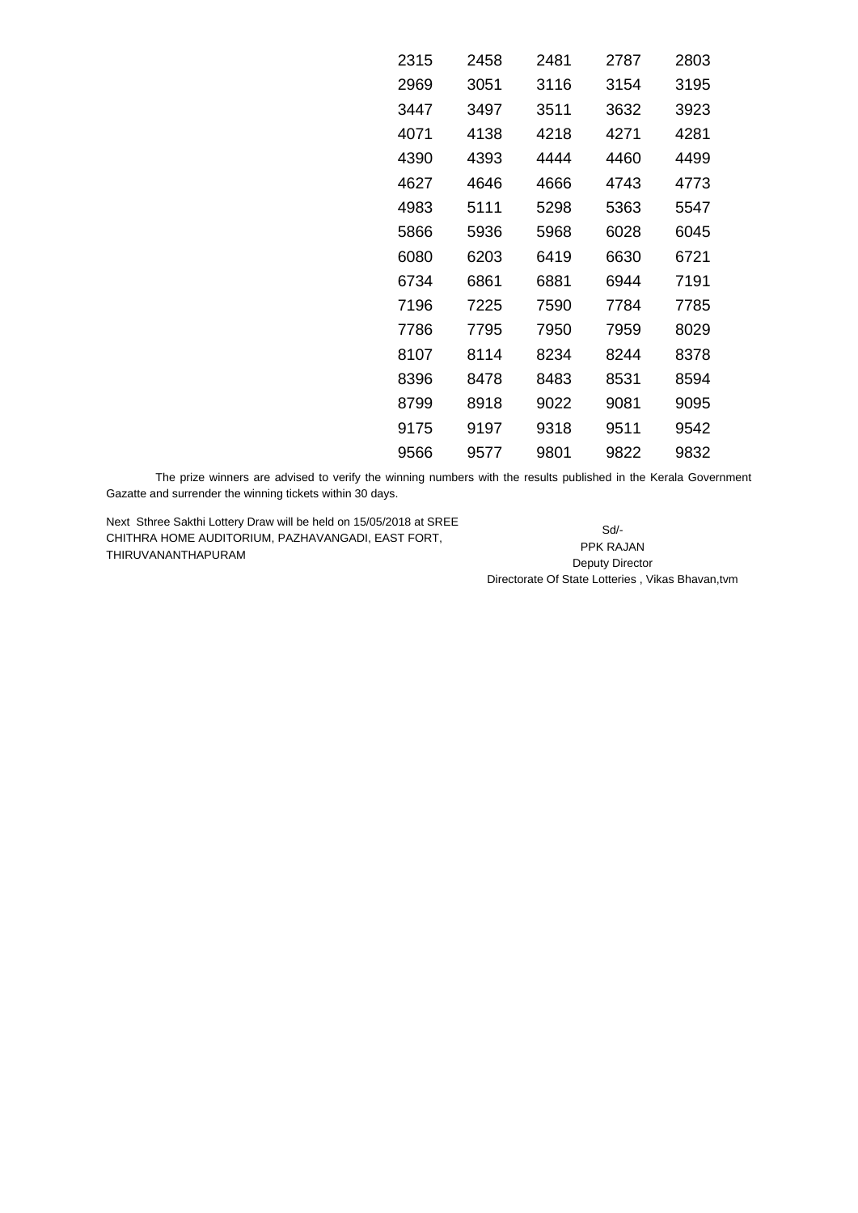| | | | | |
|---|---|---|---|---|
| 2315 | 2458 | 2481 | 2787 | 2803 |
| 2969 | 3051 | 3116 | 3154 | 3195 |
| 3447 | 3497 | 3511 | 3632 | 3923 |
| 4071 | 4138 | 4218 | 4271 | 4281 |
| 4390 | 4393 | 4444 | 4460 | 4499 |
| 4627 | 4646 | 4666 | 4743 | 4773 |
| 4983 | 5111 | 5298 | 5363 | 5547 |
| 5866 | 5936 | 5968 | 6028 | 6045 |
| 6080 | 6203 | 6419 | 6630 | 6721 |
| 6734 | 6861 | 6881 | 6944 | 7191 |
| 7196 | 7225 | 7590 | 7784 | 7785 |
| 7786 | 7795 | 7950 | 7959 | 8029 |
| 8107 | 8114 | 8234 | 8244 | 8378 |
| 8396 | 8478 | 8483 | 8531 | 8594 |
| 8799 | 8918 | 9022 | 9081 | 9095 |
| 9175 | 9197 | 9318 | 9511 | 9542 |
| 9566 | 9577 | 9801 | 9822 | 9832 |

The prize winners are advised to verify the winning numbers with the results published in the Kerala Government Gazatte and surrender the winning tickets within 30 days.

Next Sthree Sakthi Lottery Draw will be held on 15/05/2018 at SREE CHITHRA HOME AUDITORIUM, PAZHAVANGADI, EAST FORT, THIRUVANANTHAPURAM

Sd/-
PPK RAJAN
Deputy Director
Directorate Of State Lotteries , Vikas Bhavan,tvm